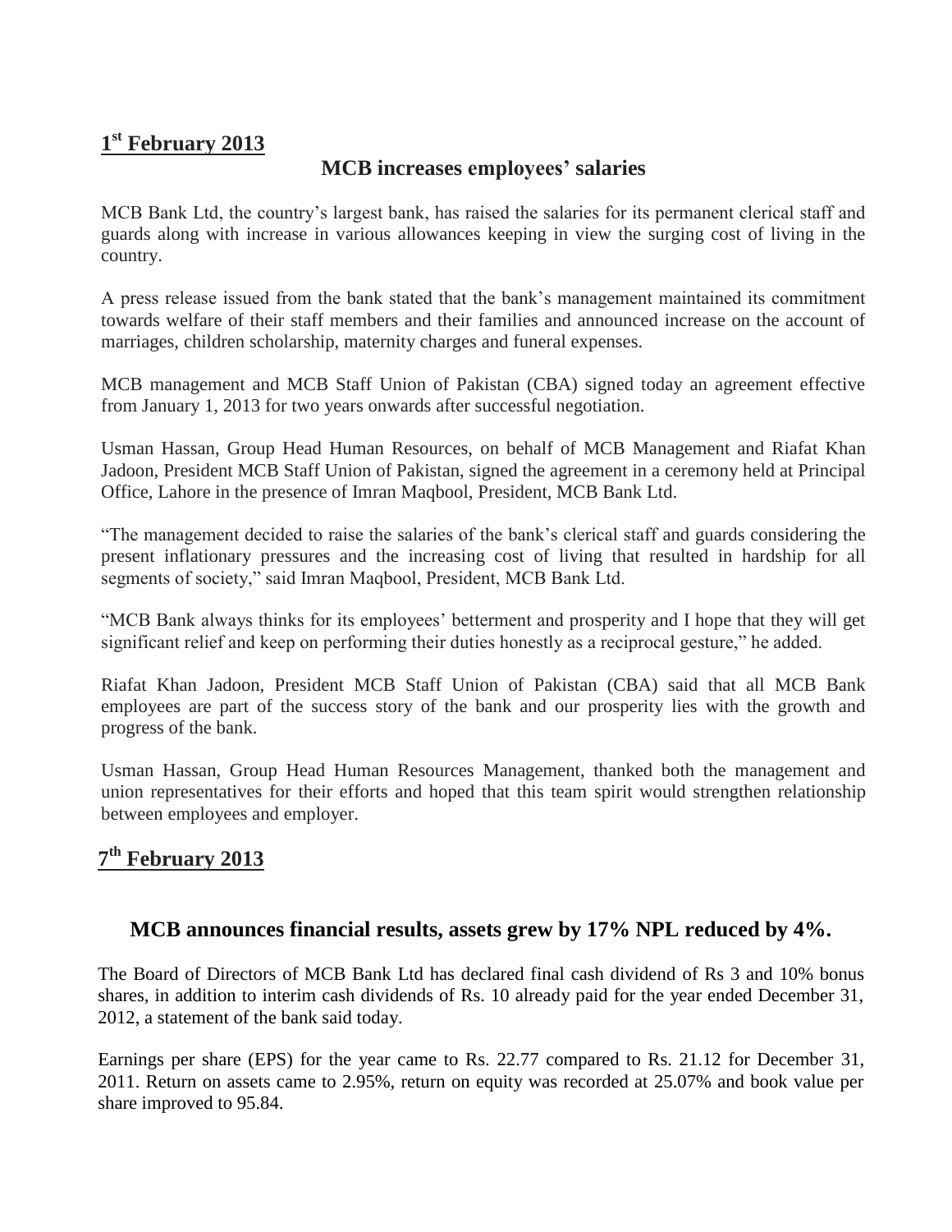## 1st February 2013

### MCB increases employees' salaries

MCB Bank Ltd, the country's largest bank, has raised the salaries for its permanent clerical staff and guards along with increase in various allowances keeping in view the surging cost of living in the country.

A press release issued from the bank stated that the bank's management maintained its commitment towards welfare of their staff members and their families and announced increase on the account of marriages, children scholarship, maternity charges and funeral expenses.

MCB management and MCB Staff Union of Pakistan (CBA) signed today an agreement effective from January 1, 2013 for two years onwards after successful negotiation.

Usman Hassan, Group Head Human Resources, on behalf of MCB Management and Riafat Khan Jadoon, President MCB Staff Union of Pakistan, signed the agreement in a ceremony held at Principal Office, Lahore in the presence of Imran Maqbool, President, MCB Bank Ltd.

"The management decided to raise the salaries of the bank's clerical staff and guards considering the present inflationary pressures and the increasing cost of living that resulted in hardship for all segments of society," said Imran Maqbool, President, MCB Bank Ltd.

"MCB Bank always thinks for its employees' betterment and prosperity and I hope that they will get significant relief and keep on performing their duties honestly as a reciprocal gesture," he added.

Riafat Khan Jadoon, President MCB Staff Union of Pakistan (CBA) said that all MCB Bank employees are part of the success story of the bank and our prosperity lies with the growth and progress of the bank.

Usman Hassan, Group Head Human Resources Management, thanked both the management and union representatives for their efforts and hoped that this team spirit would strengthen relationship between employees and employer.

## 7th February 2013

### MCB announces financial results, assets grew by 17% NPL reduced by 4%.

The Board of Directors of MCB Bank Ltd has declared final cash dividend of Rs 3 and 10% bonus shares, in addition to interim cash dividends of Rs. 10 already paid for the year ended December 31, 2012, a statement of the bank said today.

Earnings per share (EPS) for the year came to Rs. 22.77 compared to Rs. 21.12 for December 31, 2011. Return on assets came to 2.95%, return on equity was recorded at 25.07% and book value per share improved to 95.84.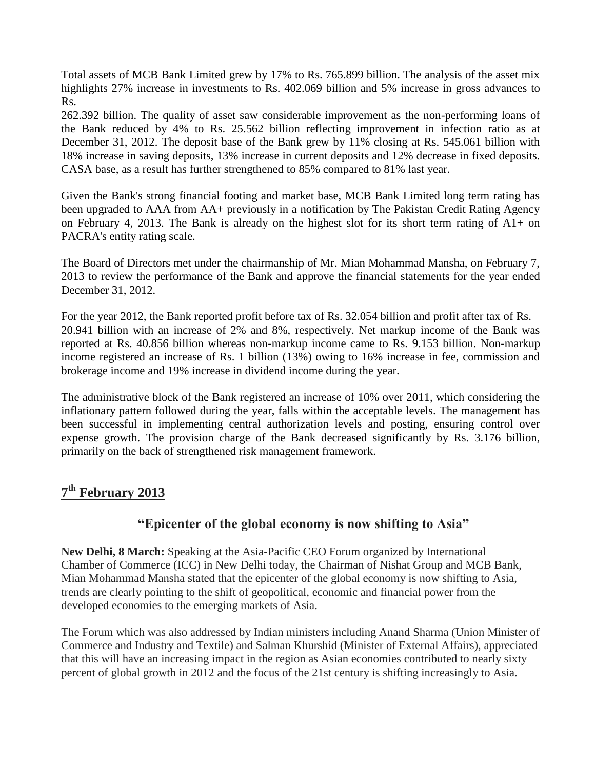Total assets of MCB Bank Limited grew by 17% to Rs. 765.899 billion. The analysis of the asset mix highlights 27% increase in investments to Rs. 402.069 billion and 5% increase in gross advances to Rs.
262.392 billion. The quality of asset saw considerable improvement as the non-performing loans of the Bank reduced by 4% to Rs. 25.562 billion reflecting improvement in infection ratio as at December 31, 2012. The deposit base of the Bank grew by 11% closing at Rs. 545.061 billion with 18% increase in saving deposits, 13% increase in current deposits and 12% decrease in fixed deposits. CASA base, as a result has further strengthened to 85% compared to 81% last year.

Given the Bank's strong financial footing and market base, MCB Bank Limited long term rating has been upgraded to AAA from AA+ previously in a notification by The Pakistan Credit Rating Agency on February 4, 2013. The Bank is already on the highest slot for its short term rating of A1+ on PACRA's entity rating scale.

The Board of Directors met under the chairmanship of Mr. Mian Mohammad Mansha, on February 7, 2013 to review the performance of the Bank and approve the financial statements for the year ended December 31, 2012.

For the year 2012, the Bank reported profit before tax of Rs. 32.054 billion and profit after tax of Rs. 20.941 billion with an increase of 2% and 8%, respectively. Net markup income of the Bank was reported at Rs. 40.856 billion whereas non-markup income came to Rs. 9.153 billion. Non-markup income registered an increase of Rs. 1 billion (13%) owing to 16% increase in fee, commission and brokerage income and 19% increase in dividend income during the year.

The administrative block of the Bank registered an increase of 10% over 2011, which considering the inflationary pattern followed during the year, falls within the acceptable levels. The management has been successful in implementing central authorization levels and posting, ensuring control over expense growth. The provision charge of the Bank decreased significantly by Rs. 3.176 billion, primarily on the back of strengthened risk management framework.

## 7th February 2013

### "Epicenter of the global economy is now shifting to Asia"

**New Delhi, 8 March:** Speaking at the Asia-Pacific CEO Forum organized by International Chamber of Commerce (ICC) in New Delhi today, the Chairman of Nishat Group and MCB Bank, Mian Mohammad Mansha stated that the epicenter of the global economy is now shifting to Asia, trends are clearly pointing to the shift of geopolitical, economic and financial power from the developed economies to the emerging markets of Asia.

The Forum which was also addressed by Indian ministers including Anand Sharma (Union Minister of Commerce and Industry and Textile) and Salman Khurshid (Minister of External Affairs), appreciated that this will have an increasing impact in the region as Asian economies contributed to nearly sixty percent of global growth in 2012 and the focus of the 21st century is shifting increasingly to Asia.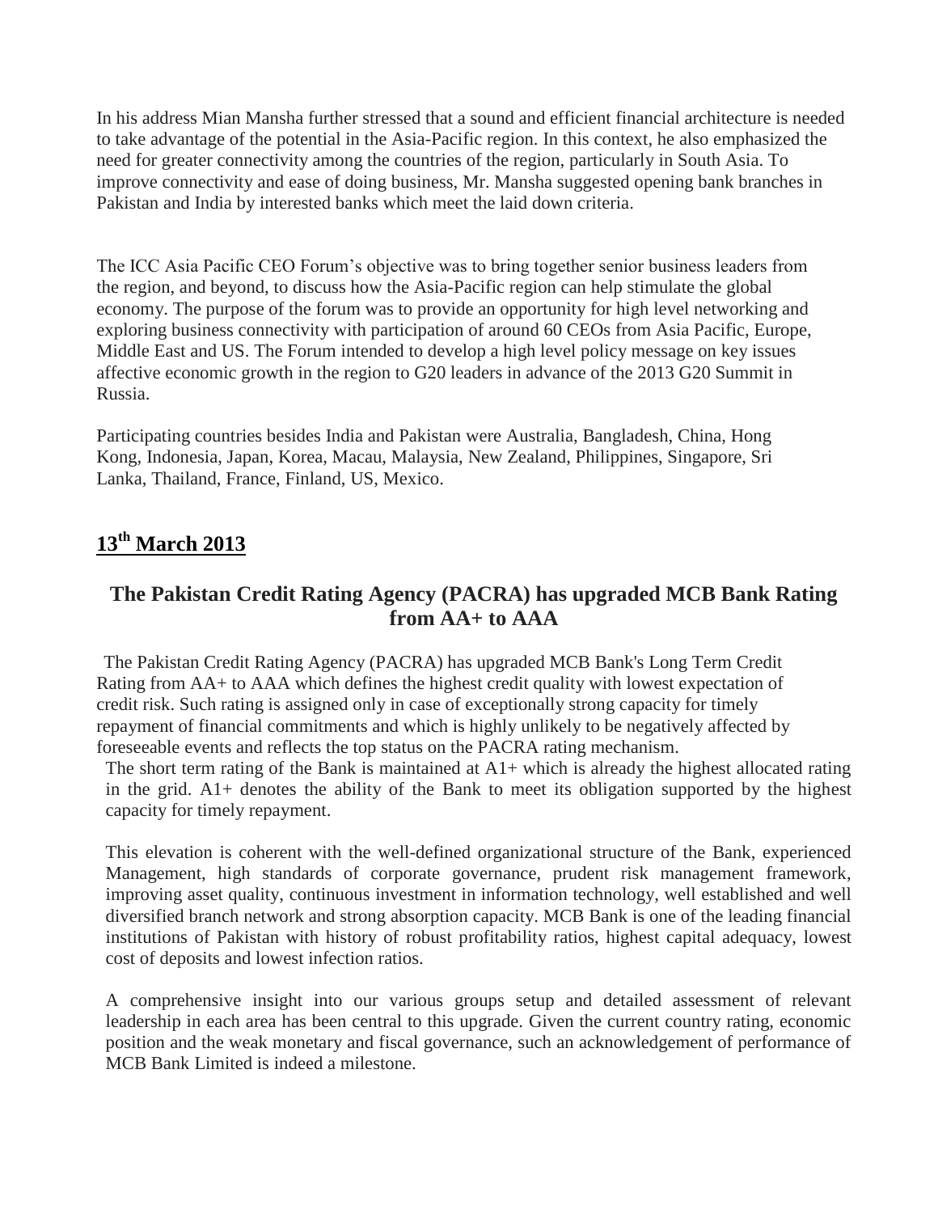In his address Mian Mansha further stressed that a sound and efficient financial architecture is needed to take advantage of the potential in the Asia-Pacific region. In this context, he also emphasized the need for greater connectivity among the countries of the region, particularly in South Asia. To improve connectivity and ease of doing business, Mr. Mansha suggested opening bank branches in Pakistan and India by interested banks which meet the laid down criteria.

The ICC Asia Pacific CEO Forum's objective was to bring together senior business leaders from the region, and beyond, to discuss how the Asia-Pacific region can help stimulate the global economy. The purpose of the forum was to provide an opportunity for high level networking and exploring business connectivity with participation of around 60 CEOs from Asia Pacific, Europe, Middle East and US. The Forum intended to develop a high level policy message on key issues affective economic growth in the region to G20 leaders in advance of the 2013 G20 Summit in Russia.

Participating countries besides India and Pakistan were Australia, Bangladesh, China, Hong Kong, Indonesia, Japan, Korea, Macau, Malaysia, New Zealand, Philippines, Singapore, Sri Lanka, Thailand, France, Finland, US, Mexico.

## 13th March 2013

### The Pakistan Credit Rating Agency (PACRA) has upgraded MCB Bank Rating from AA+ to AAA

The Pakistan Credit Rating Agency (PACRA) has upgraded MCB Bank's Long Term Credit Rating from AA+ to AAA which defines the highest credit quality with lowest expectation of credit risk. Such rating is assigned only in case of exceptionally strong capacity for timely repayment of financial commitments and which is highly unlikely to be negatively affected by foreseeable events and reflects the top status on the PACRA rating mechanism.

The short term rating of the Bank is maintained at A1+ which is already the highest allocated rating in the grid. A1+ denotes the ability of the Bank to meet its obligation supported by the highest capacity for timely repayment.

This elevation is coherent with the well-defined organizational structure of the Bank, experienced Management, high standards of corporate governance, prudent risk management framework, improving asset quality, continuous investment in information technology, well established and well diversified branch network and strong absorption capacity. MCB Bank is one of the leading financial institutions of Pakistan with history of robust profitability ratios, highest capital adequacy, lowest cost of deposits and lowest infection ratios.

A comprehensive insight into our various groups setup and detailed assessment of relevant leadership in each area has been central to this upgrade. Given the current country rating, economic position and the weak monetary and fiscal governance, such an acknowledgement of performance of MCB Bank Limited is indeed a milestone.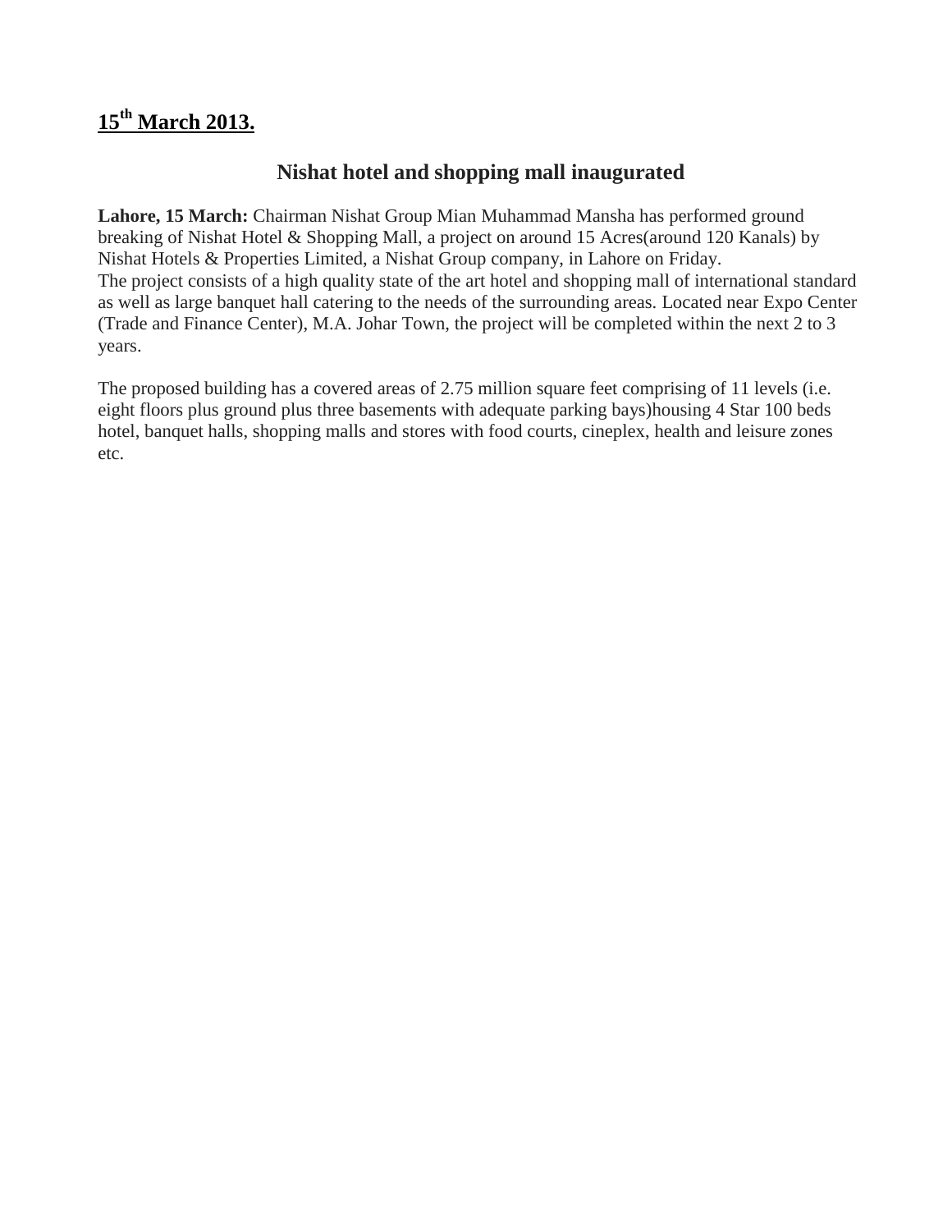**15th March 2013.**

## Nishat hotel and shopping mall inaugurated

**Lahore, 15 March:** Chairman Nishat Group Mian Muhammad Mansha has performed ground breaking of Nishat Hotel & Shopping Mall, a project on around 15 Acres(around 120 Kanals) by Nishat Hotels & Properties Limited, a Nishat Group company, in Lahore on Friday.
The project consists of a high quality state of the art hotel and shopping mall of international standard as well as large banquet hall catering to the needs of the surrounding areas. Located near Expo Center (Trade and Finance Center), M.A. Johar Town, the project will be completed within the next 2 to 3 years.

The proposed building has a covered areas of 2.75 million square feet comprising of 11 levels (i.e. eight floors plus ground plus three basements with adequate parking bays)housing 4 Star 100 beds hotel, banquet halls, shopping malls and stores with food courts, cineplex, health and leisure zones etc.